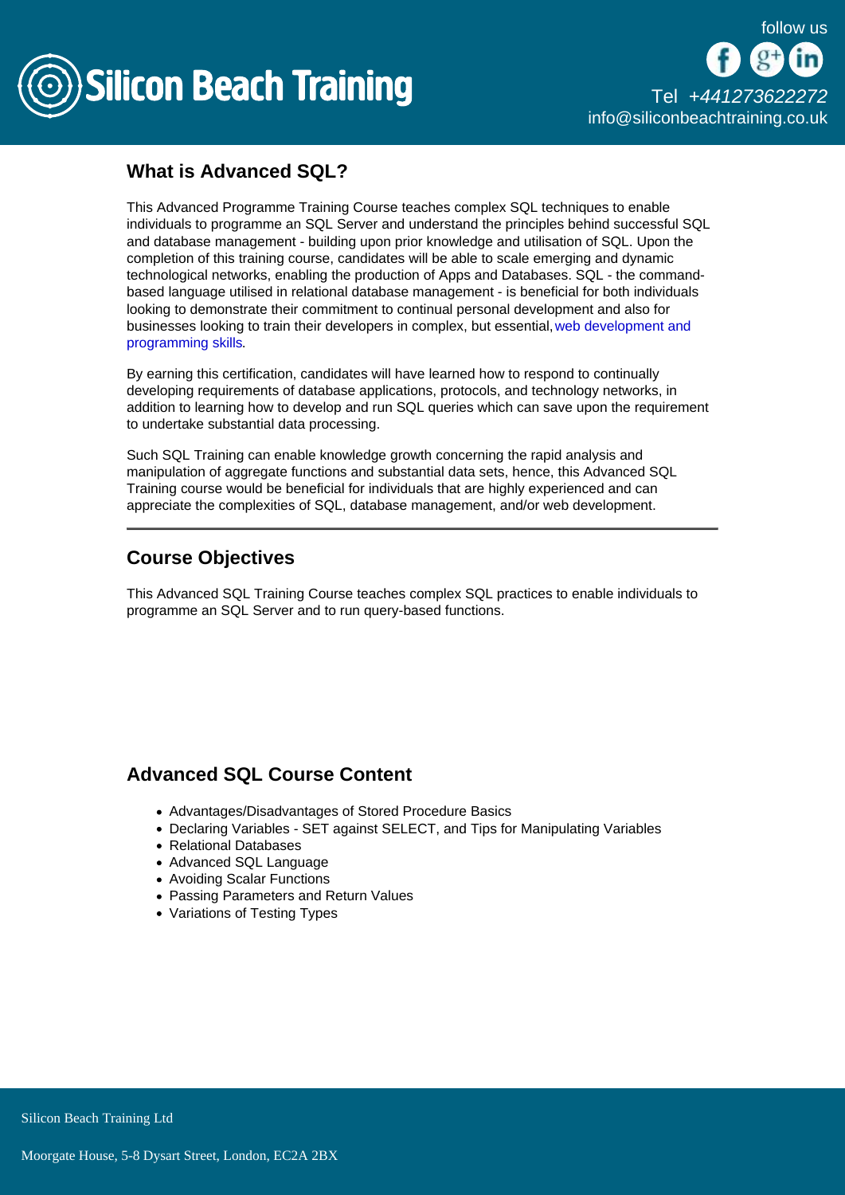## What is Advanced SQL?

This Advanced Programme Training Course teaches complex SQL techniques to enable individuals to programme an SQL Server and understand the principles behind successful SQL and database management - building upon prior knowledge and utilisation of SQL. Upon the completion of this training course, candidates will be able to scale emerging and dynamic technological networks, enabling the production of Apps and Databases. SQL - the command-based language utilised in relational database management - is beneficial for both individuals looking to demonstrate their commitment to continual personal development and also for businesses looking to train their developers in complex, but essential, web development and programming skills.

By earning this certification, candidates will have learned how to respond to continually developing requirements of database applications, protocols, and technology networks, in addition to learning how to develop and run SQL queries which can save upon the requirement to undertake substantial data processing.

Such SQL Training can enable knowledge growth concerning the rapid analysis and manipulation of aggregate functions and substantial data sets, hence, this Advanced SQL Training course would be beneficial for individuals that are highly experienced and can appreciate the complexities of SQL, database management, and/or web development.

---

## Course Objectives

This Advanced SQL Training Course teaches complex SQL practices to enable individuals to programme an SQL Server and to run query-based functions.

## Advanced SQL Course Content

- Advantages/Disadvantages of Stored Procedure Basics
- Declaring Variables - SET against SELECT, and Tips for Manipulating Variables
- Relational Databases
- Advanced SQL Language
- Avoiding Scalar Functions
- Passing Parameters and Return Values
- Variations of Testing Types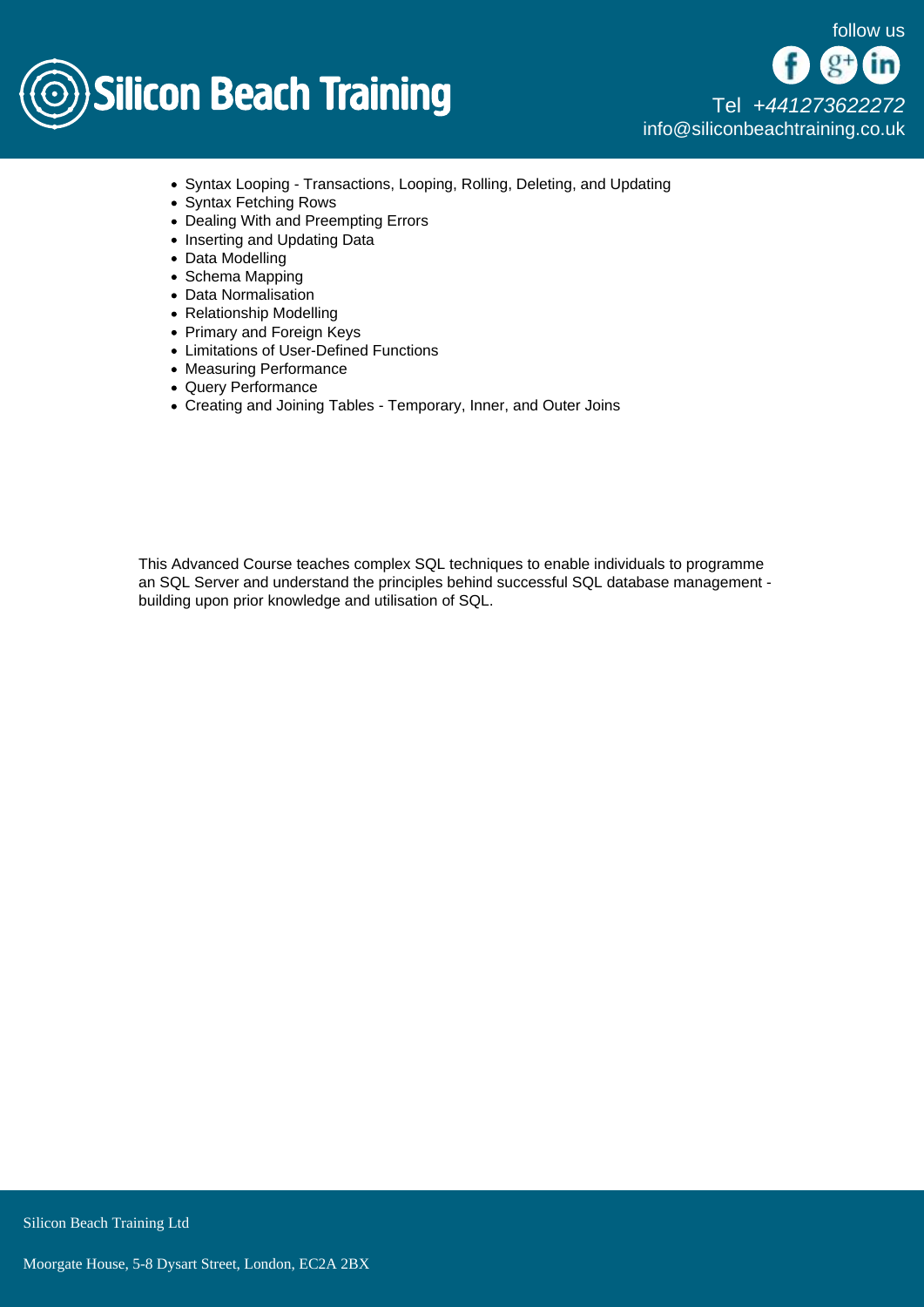- Syntax Looping - Transactions, Looping, Rolling, Deleting, and Updating
- Syntax Fetching Rows
- Dealing With and Preempting Errors
- Inserting and Updating Data
- Data Modelling
- Schema Mapping
- Data Normalisation
- Relationship Modelling
- Primary and Foreign Keys
- Limitations of User-Defined Functions
- Measuring Performance
- Query Performance
- Creating and Joining Tables - Temporary, Inner, and Outer Joins

This Advanced Course teaches complex SQL techniques to enable individuals to programme an SQL Server and understand the principles behind successful SQL database management - building upon prior knowledge and utilisation of SQL.